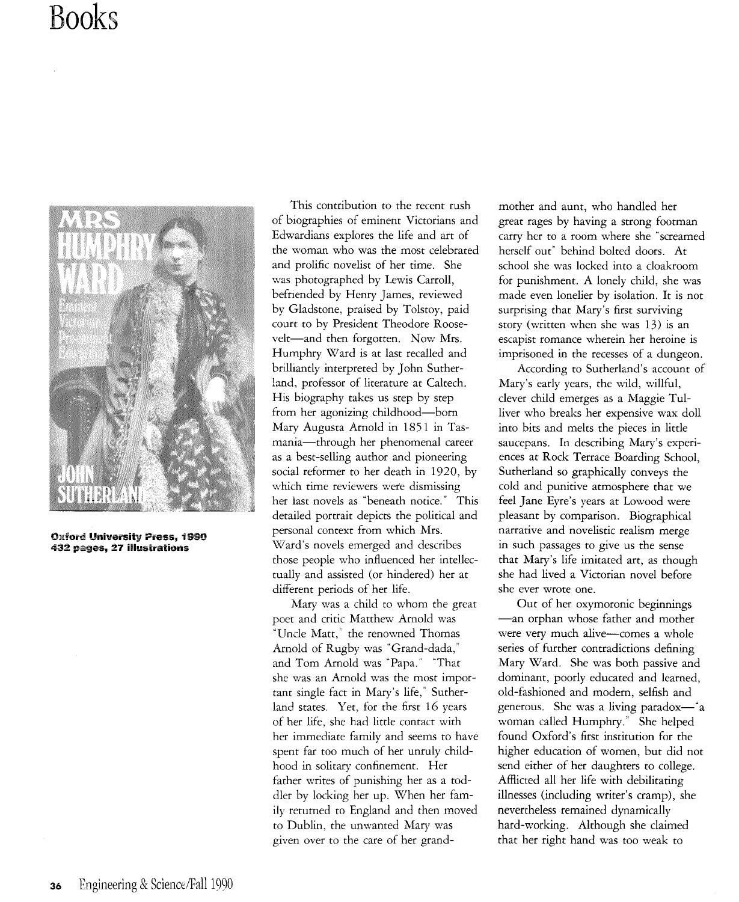# Books

**Oxford University Press, 1990**
**432 pages, 27 illustrations**

This contribution to the recent rush of biographies of eminent Victorians and Edwardians explores the life and art of the woman who was the most celebrated and prolific novelist of her time. She was photographed by Lewis Carroll, befriended by Henry James, reviewed by Gladstone, praised by Tolstoy, paid court to by President Theodore Roosevelt—and then forgotten. Now Mrs. Humphry Ward is at last recalled and brilliantly interpreted by John Sutherland, professor of literature at Caltech. His biography takes us step by step from her agonizing childhood—born Mary Augusta Arnold in 1851 in Tasmania—through her phenomenal career as a best-selling author and pioneering social reformer to her death in 1920, by which time reviewers were dismissing her last novels as "beneath notice." This detailed portrait depicts the political and personal context from which Mrs. Ward's novels emerged and describes those people who influenced her intellectually and assisted (or hindered) her at different periods of her life.

Mary was a child to whom the great poet and critic Matthew Arnold was "Uncle Matt," the renowned Thomas Arnold of Rugby was "Grand-dada," and Tom Arnold was "Papa." "That she was an Arnold was the most important single fact in Mary's life," Sutherland states. Yet, for the first 16 years of her life, she had little contact with her immediate family and seems to have spent far too much of her unruly childhood in solitary confinement. Her father writes of punishing her as a toddler by locking her up. When her family returned to England and then moved to Dublin, the unwanted Mary was given over to the care of her grandmother and aunt, who handled her great rages by having a strong footman carry her to a room where she "screamed herself out" behind bolted doors. At school she was locked into a cloakroom for punishment. A lonely child, she was made even lonelier by isolation. It is not surprising that Mary's first surviving story (written when she was 13) is an escapist romance wherein her heroine is imprisoned in the recesses of a dungeon.

According to Sutherland's account of Mary's early years, the wild, willful, clever child emerges as a Maggie Tulliver who breaks her expensive wax doll into bits and melts the pieces in little saucepans. In describing Mary's experiences at Rock Terrace Boarding School, Sutherland so graphically conveys the cold and punitive atmosphere that we feel Jane Eyre's years at Lowood were pleasant by comparison. Biographical narrative and novelistic realism merge in such passages to give us the sense that Mary's life imitated art, as though she had lived a Victorian novel before she ever wrote one.

Out of her oxymoronic beginnings —an orphan whose father and mother were very much alive—comes a whole series of further contradictions defining Mary Ward. She was both passive and dominant, poorly educated and learned, old-fashioned and modern, selfish and generous. She was a living paradox—"a woman called Humphry." She helped found Oxford's first institution for the higher education of women, but did not send either of her daughters to college. Afflicted all her life with debilitating illnesses (including writer's cramp), she nevertheless remained dynamically hard-working. Although she claimed that her right hand was too weak to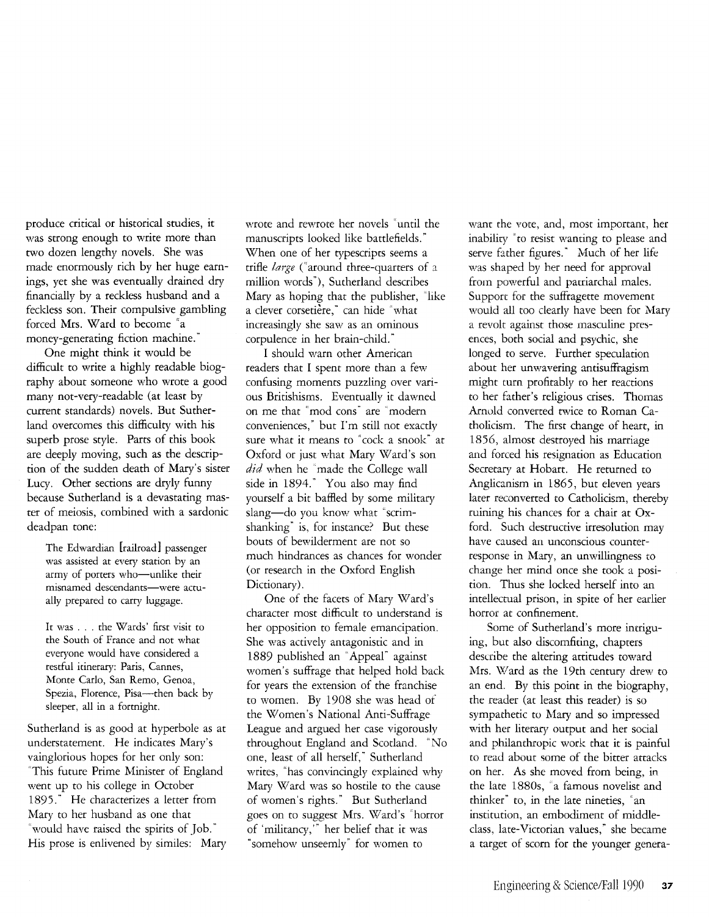produce critical or historical studies, it was strong enough to write more than two dozen lengthy novels. She was made enormously rich by her huge earnings, yet she was eventually drained dry financially by a reckless husband and a feckless son. Their compulsive gambling forced Mrs. Ward to become "a money-generating fiction machine."

One might think it would be difficult to write a highly readable biography about someone who wrote a good many not-very-readable (at least by current standards) novels. But Sutherland overcomes this difficulty with his superb prose style. Parts of this book are deeply moving, such as the description of the sudden death of Mary's sister Lucy. Other sections are dryly funny because Sutherland is a devastating master of meiosis, combined with a sardonic deadpan tone:

> The Edwardian [railroad] passenger was assisted at every station by an army of porters who—unlike their misnamed descendants—were actually prepared to carry luggage.

> It was . . . the Wards' first visit to the South of France and not what everyone would have considered a restful itinerary: Paris, Cannes, Monte Carlo, San Remo, Genoa, Spezia, Florence, Pisa—then back by sleeper, all in a fortnight.

Sutherland is as good at hyperbole as at understatement. He indicates Mary's vainglorious hopes for her only son: "This future Prime Minister of England went up to his college in October 1895." He characterizes a letter from Mary to her husband as one that "would have raised the spirits of Job." His prose is enlivened by similes: Mary wrote and rewrote her novels "until the manuscripts looked like battlefields." When one of her typescripts seems a trifle *large* ("around three-quarters of a million words"), Sutherland describes Mary as hoping that the publisher, "like a clever corsetière," can hide "what increasingly she saw as an ominous corpulence in her brain-child."

I should warn other American readers that I spent more than a few confusing moments puzzling over various Britishisms. Eventually it dawned on me that "mod cons" are "modern conveniences," but I'm still not exactly sure what it means to "cock a snook" at Oxford or just what Mary Ward's son *did* when he "made the College wall side in 1894." You also may find yourself a bit baffled by some military slang—do you know what "scrimshanking" is, for instance? But these bouts of bewilderment are not so much hindrances as chances for wonder (or research in the Oxford English Dictionary).

One of the facets of Mary Ward's character most difficult to understand is her opposition to female emancipation. She was actively antagonistic and in 1889 published an "Appeal" against women's suffrage that helped hold back for years the extension of the franchise to women. By 1908 she was head of the Women's National Anti-Suffrage League and argued her case vigorously throughout England and Scotland. "No one, least of all herself," Sutherland writes, "has convincingly explained why Mary Ward was so hostile to the cause of women's rights." But Sutherland goes on to suggest Mrs. Ward's "horror of 'militancy,'" her belief that it was "somehow unseemly" for women to want the vote, and, most important, her inability "to resist wanting to please and serve father figures." Much of her life was shaped by her need for approval from powerful and patriarchal males. Support for the suffragette movement would all too clearly have been for Mary a revolt against those masculine presences, both social and psychic, she longed to serve. Further speculation about her unwavering antisuffragism might turn profitably to her reactions to her father's religious crises. Thomas Arnold converted twice to Roman Catholicism. The first change of heart, in 1856, almost destroyed his marriage and forced his resignation as Education Secretary at Hobart. He returned to Anglicanism in 1865, but eleven years later reconverted to Catholicism, thereby ruining his chances for a chair at Oxford. Such destructive irresolution may have caused an unconscious counter-response in Mary, an unwillingness to change her mind once she took a position. Thus she locked herself into an intellectual prison, in spite of her earlier horror at confinement.

Some of Sutherland's more intriguing, but also discomfiting, chapters describe the altering attitudes toward Mrs. Ward as the 19th century drew to an end. By this point in the biography, the reader (at least this reader) is so sympathetic to Mary and so impressed with her literary output and her social and philanthropic work that it is painful to read about some of the bitter attacks on her. As she moved from being, in the late 1880s, "a famous novelist and thinker" to, in the late nineties, "an institution, an embodiment of middle-class, late-Victorian values," she became a target of scorn for the younger genera-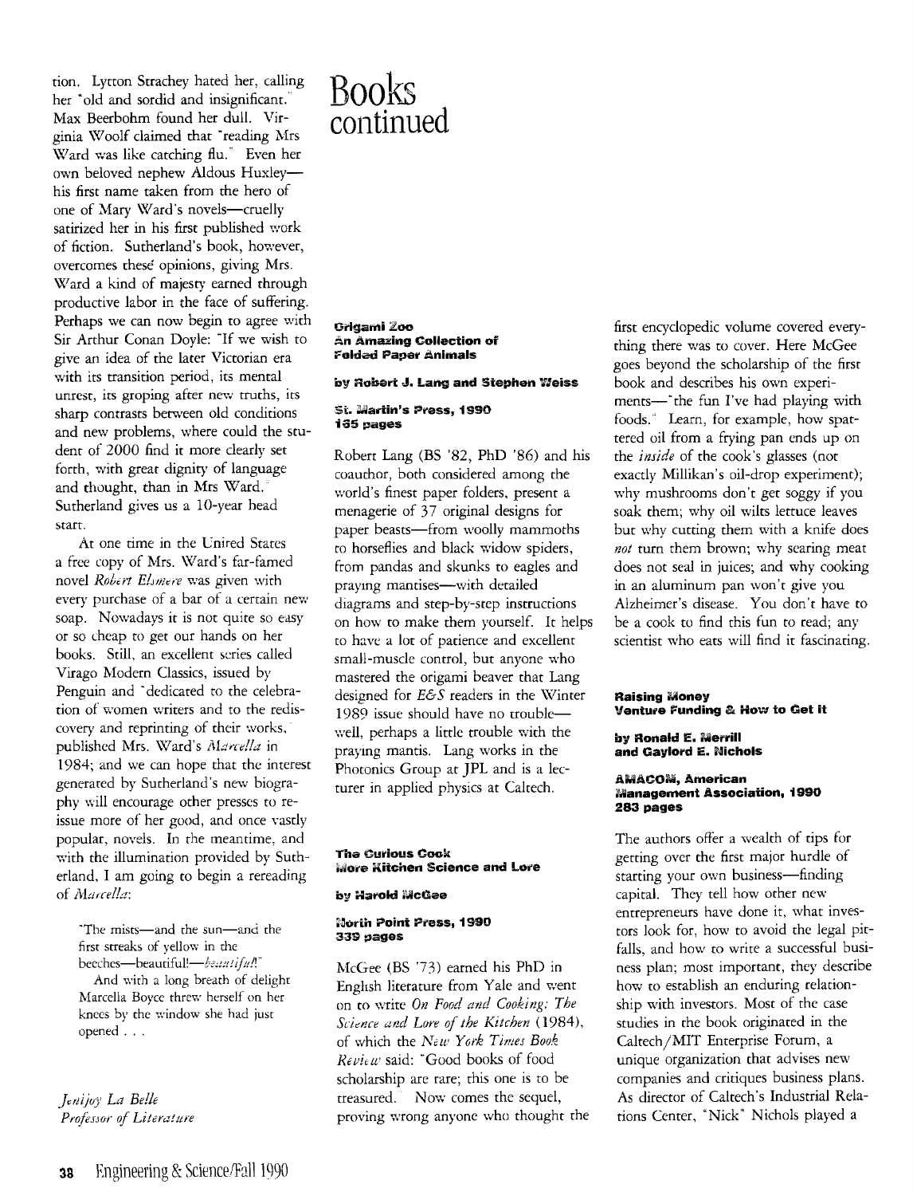tion. Lytton Strachey hated her, calling her "old and sordid and insignificant." Max Beerbohm found her dull. Virginia Woolf claimed that "reading Mrs Ward was like catching flu." Even her own beloved nephew Aldous Huxley—his first name taken from the hero of one of Mary Ward's novels—cruelly satirized her in his first published work of fiction. Sutherland's book, however, overcomes these opinions, giving Mrs. Ward a kind of majesty earned through productive labor in the face of suffering. Perhaps we can now begin to agree with Sir Arthur Conan Doyle: "If we wish to give an idea of the later Victorian era with its transition period, its mental unrest, its groping after new truths, its sharp contrasts between old conditions and new problems, where could the student of 2000 find it more clearly set forth, with great dignity of language and thought, than in Mrs Ward." Sutherland gives us a 10-year head start.

At one time in the United States a free copy of Mrs. Ward's far-famed novel *Robert Elsmere* was given with every purchase of a bar of a certain new soap. Nowadays it is not quite so easy or so cheap to get our hands on her books. Still, an excellent series called Virago Modern Classics, issued by Penguin and "dedicated to the celebration of women writers and to the rediscovery and reprinting of their works," published Mrs. Ward's *Marcella* in 1984; and we can hope that the interest generated by Sutherland's new biography will encourage other presses to reissue more of her good, and once vastly popular, novels. In the meantime, and with the illumination provided by Sutherland, I am going to begin a rereading of *Marcella*:

> "The mists—and the sun—and the first streaks of yellow in the beeches—beautiful!—*beautiful!*"
>
> And with a long breath of delight Marcella Boyce threw herself on her knees by the window she had just opened . . .

*Jenijoy La Belle*
*Professor of Literature*

# Books continued

**Origami Zoo**
**An Amazing Collection of Folded Paper Animals**

**by Robert J. Lang and Stephen Weiss**

**St. Martin's Press, 1990**
**165 pages**

Robert Lang (BS '82, PhD '86) and his coauthor, both considered among the world's finest paper folders, present a menagerie of 37 original designs for paper beasts—from woolly mammoths to horseflies and black widow spiders, from pandas and skunks to eagles and praying mantises—with detailed diagrams and step-by-step instructions on how to make them yourself. It helps to have a lot of patience and excellent small-muscle control, but anyone who mastered the origami beaver that Lang designed for *E&S* readers in the Winter 1989 issue should have no trouble—well, perhaps a little trouble with the praying mantis. Lang works in the Photonics Group at JPL and is a lecturer in applied physics at Caltech.

**The Curious Cook**
**More Kitchen Science and Lore**

**by Harold McGee**

**North Point Press, 1990**
**339 pages**

McGee (BS '73) earned his PhD in English literature from Yale and went on to write *On Food and Cooking: The Science and Lore of the Kitchen* (1984), of which the *New York Times Book Review* said: "Good books of food scholarship are rare; this one is to be treasured." Now comes the sequel, proving wrong anyone who thought the first encyclopedic volume covered everything there was to cover. Here McGee goes beyond the scholarship of the first book and describes his own experiments—"the fun I've had playing with foods." Learn, for example, how spattered oil from a frying pan ends up on the *inside* of the cook's glasses (not exactly Millikan's oil-drop experiment); why mushrooms don't get soggy if you soak them; why oil wilts lettuce leaves but why cutting them with a knife does *not* turn them brown; why searing meat does not seal in juices; and why cooking in an aluminum pan won't give you Alzheimer's disease. You don't have to be a cook to find this fun to read; any scientist who eats will find it fascinating.

**Raising Money**
**Venture Funding & How to Get It**

**by Ronald E. Merrill and Gaylord E. Nichols**

**AMACOM, American Management Association, 1990**
**283 pages**

The authors offer a wealth of tips for getting over the first major hurdle of starting your own business—finding capital. They tell how other new entrepreneurs have done it, what investors look for, how to avoid the legal pitfalls, and how to write a successful business plan; most important, they describe how to establish an enduring relationship with investors. Most of the case studies in the book originated in the Caltech/MIT Enterprise Forum, a unique organization that advises new companies and critiques business plans. As director of Caltech's Industrial Relations Center, "Nick" Nichols played a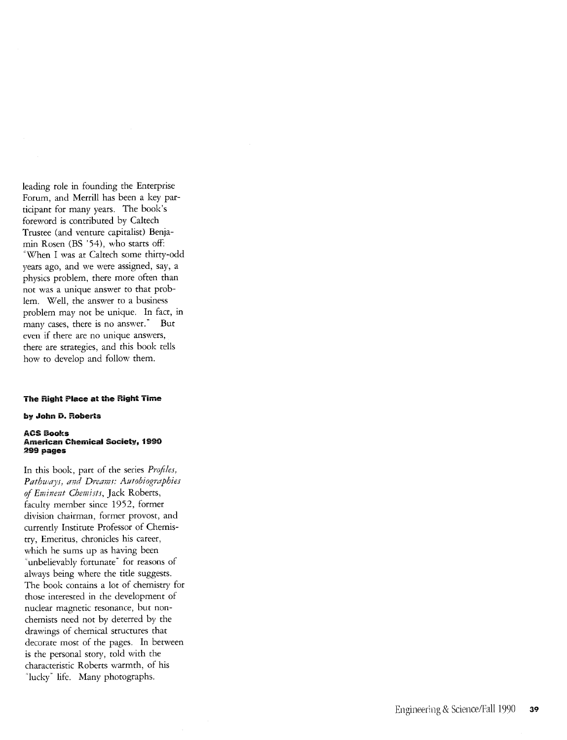leading role in founding the Enterprise Forum, and Merrill has been a key participant for many years. The book's foreword is contributed by Caltech Trustee (and venture capitalist) Benjamin Rosen (BS '54), who starts off: "When I was at Caltech some thirty-odd years ago, and we were assigned, say, a physics problem, there more often than not was a unique answer to that problem. Well, the answer to a business problem may not be unique. In fact, in many cases, there is no answer." But even if there are no unique answers, there are strategies, and this book tells how to develop and follow them.

**The Right Place at the Right Time**

**by John D. Roberts**

**ACS Books**
**American Chemical Society, 1990**
**299 pages**

In this book, part of the series *Profiles, Pathways, and Dreams: Autobiographies of Eminent Chemists*, Jack Roberts, faculty member since 1952, former division chairman, former provost, and currently Institute Professor of Chemistry, Emeritus, chronicles his career, which he sums up as having been "unbelievably fortunate" for reasons of always being where the title suggests. The book contains a lot of chemistry for those interested in the development of nuclear magnetic resonance, but nonchemists need not by deterred by the drawings of chemical structures that decorate most of the pages. In between is the personal story, told with the characteristic Roberts warmth, of his "lucky" life. Many photographs.